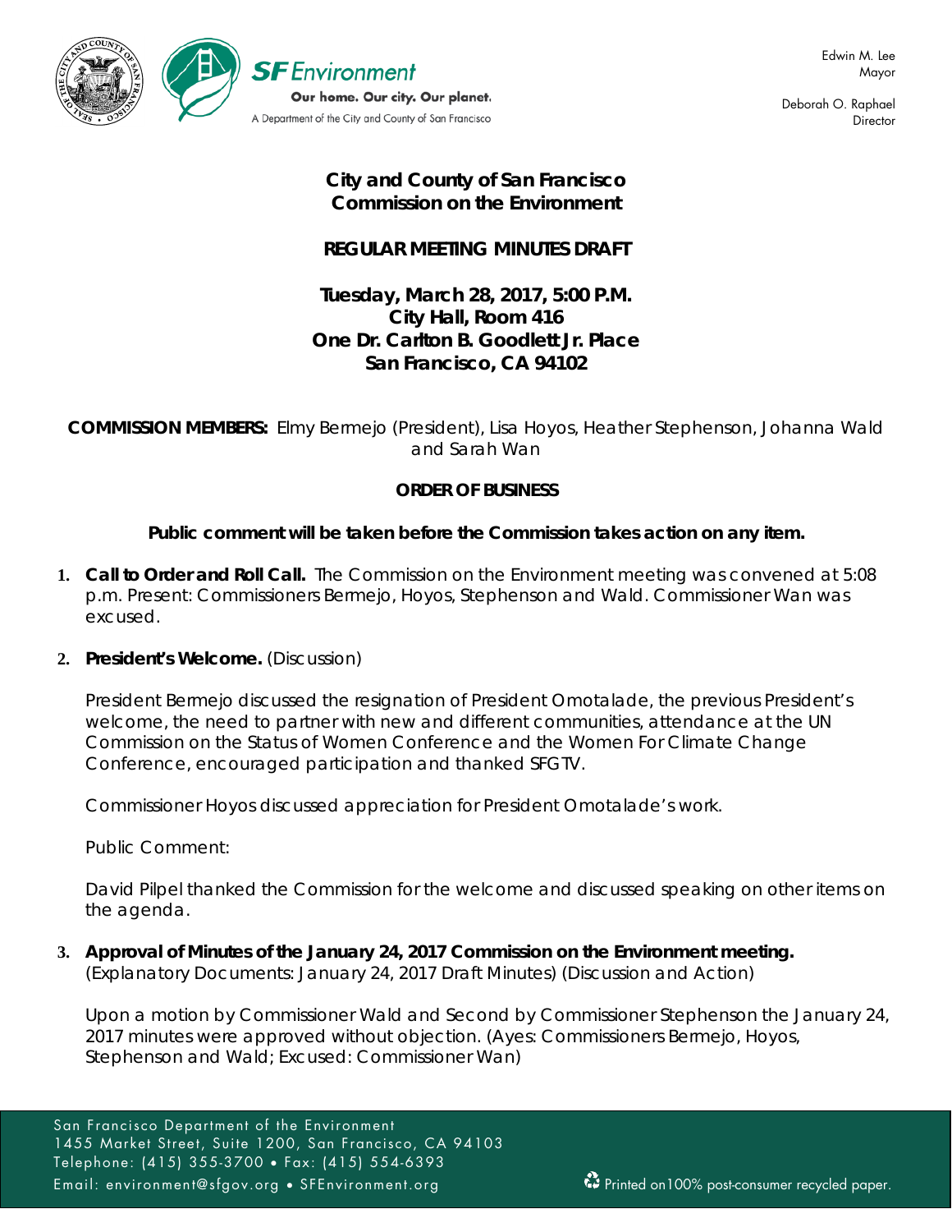SF Environment
Our home. Our city. Our planet.
A Department of the City and County of San Francisco

Edwin M. Lee
Mayor

Deborah O. Raphael
Director

# City and County of San Francisco Commission on the Environment

## REGULAR MEETING MINUTES DRAFT

**Tuesday, March 28, 2017, 5:00 P.M.**
**City Hall, Room 416**
**One Dr. Carlton B. Goodlett Jr. Place**
**San Francisco, CA 94102**

**COMMISSION MEMBERS:** Elmy Bermejo (President), Lisa Hoyos, Heather Stephenson, Johanna Wald and Sarah Wan

**ORDER OF BUSINESS**

**Public comment will be taken before the Commission takes action on any item.**

1. **Call to Order and Roll Call.** The Commission on the Environment meeting was convened at 5:08 p.m. Present: Commissioners Bermejo, Hoyos, Stephenson and Wald. Commissioner Wan was excused.

2. **President's Welcome.** (Discussion)

   President Bermejo discussed the resignation of President Omotalade, the previous President's welcome, the need to partner with new and different communities, attendance at the UN Commission on the Status of Women Conference and the Women For Climate Change Conference, encouraged participation and thanked SFGTV.

   Commissioner Hoyos discussed appreciation for President Omotalade's work.

   Public Comment:

   David Pilpel thanked the Commission for the welcome and discussed speaking on other items on the agenda.

3. **Approval of Minutes of the January 24, 2017 Commission on the Environment meeting.** (Explanatory Documents: January 24, 2017 Draft Minutes) (Discussion and Action)

   Upon a motion by Commissioner Wald and Second by Commissioner Stephenson the January 24, 2017 minutes were approved without objection. (Ayes: Commissioners Bermejo, Hoyos, Stephenson and Wald; Excused: Commissioner Wan)

San Francisco Department of the Environment
1455 Market Street, Suite 1200, San Francisco, CA 94103
Telephone: (415) 355-3700 • Fax: (415) 554-6393
Email: environment@sfgov.org • SFEnvironment.org

Printed on100% post-consumer recycled paper.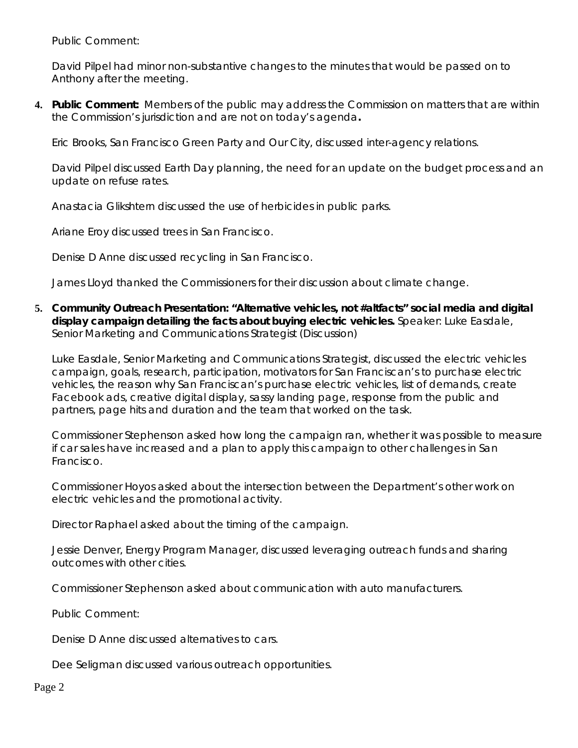Public Comment:

David Pilpel had minor non-substantive changes to the minutes that would be passed on to Anthony after the meeting.

4. **Public Comment:** Members of the public may address the Commission on matters that are within the Commission's jurisdiction and are not on today's agenda**.**

Eric Brooks, San Francisco Green Party and Our City, discussed inter-agency relations.

David Pilpel discussed Earth Day planning, the need for an update on the budget process and an update on refuse rates.

Anastacia Glikshtern discussed the use of herbicides in public parks.

Ariane Eroy discussed trees in San Francisco.

Denise D Anne discussed recycling in San Francisco.

James Lloyd thanked the Commissioners for their discussion about climate change.

5. **Community Outreach Presentation: "Alternative vehicles, not #altfacts" social media and digital display campaign detailing the facts about buying electric vehicles.** Speaker: Luke Easdale, Senior Marketing and Communications Strategist (Discussion)

Luke Easdale, Senior Marketing and Communications Strategist, discussed the electric vehicles campaign, goals, research, participation, motivators for San Franciscan's to purchase electric vehicles, the reason why San Franciscan's purchase electric vehicles, list of demands, create Facebook ads, creative digital display, sassy landing page, response from the public and partners, page hits and duration and the team that worked on the task.

Commissioner Stephenson asked how long the campaign ran, whether it was possible to measure if car sales have increased and a plan to apply this campaign to other challenges in San Francisco.

Commissioner Hoyos asked about the intersection between the Department's other work on electric vehicles and the promotional activity.

Director Raphael asked about the timing of the campaign.

Jessie Denver, Energy Program Manager, discussed leveraging outreach funds and sharing outcomes with other cities.

Commissioner Stephenson asked about communication with auto manufacturers.

Public Comment:

Denise D Anne discussed alternatives to cars.

Dee Seligman discussed various outreach opportunities.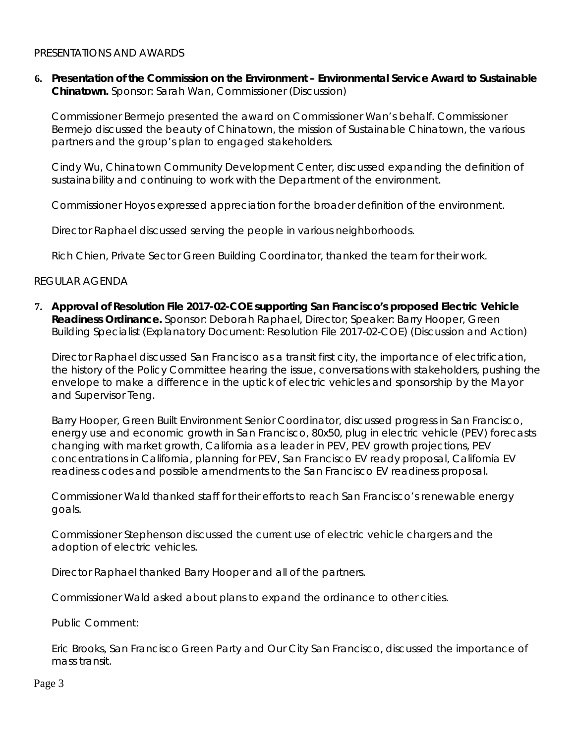PRESENTATIONS AND AWARDS

**6. Presentation of the Commission on the Environment – Environmental Service Award to Sustainable Chinatown.** Sponsor: Sarah Wan, Commissioner (Discussion)

Commissioner Bermejo presented the award on Commissioner Wan's behalf. Commissioner Bermejo discussed the beauty of Chinatown, the mission of Sustainable Chinatown, the various partners and the group's plan to engaged stakeholders.

Cindy Wu, Chinatown Community Development Center, discussed expanding the definition of sustainability and continuing to work with the Department of the environment.

Commissioner Hoyos expressed appreciation for the broader definition of the environment.

Director Raphael discussed serving the people in various neighborhoods.

Rich Chien, Private Sector Green Building Coordinator, thanked the team for their work.

REGULAR AGENDA

**7. Approval of Resolution File 2017-02-COE supporting San Francisco's proposed Electric Vehicle Readiness Ordinance.** Sponsor: Deborah Raphael, Director; Speaker: Barry Hooper, Green Building Specialist (Explanatory Document: Resolution File 2017-02-COE) (Discussion and Action)

Director Raphael discussed San Francisco as a transit first city, the importance of electrification, the history of the Policy Committee hearing the issue, conversations with stakeholders, pushing the envelope to make a difference in the uptick of electric vehicles and sponsorship by the Mayor and Supervisor Teng.

Barry Hooper, Green Built Environment Senior Coordinator, discussed progress in San Francisco, energy use and economic growth in San Francisco, 80x50, plug in electric vehicle (PEV) forecasts changing with market growth, California as a leader in PEV, PEV growth projections, PEV concentrations in California, planning for PEV, San Francisco EV ready proposal, California EV readiness codes and possible amendments to the San Francisco EV readiness proposal.

Commissioner Wald thanked staff for their efforts to reach San Francisco's renewable energy goals.

Commissioner Stephenson discussed the current use of electric vehicle chargers and the adoption of electric vehicles.

Director Raphael thanked Barry Hooper and all of the partners.

Commissioner Wald asked about plans to expand the ordinance to other cities.

Public Comment:

Eric Brooks, San Francisco Green Party and Our City San Francisco, discussed the importance of mass transit.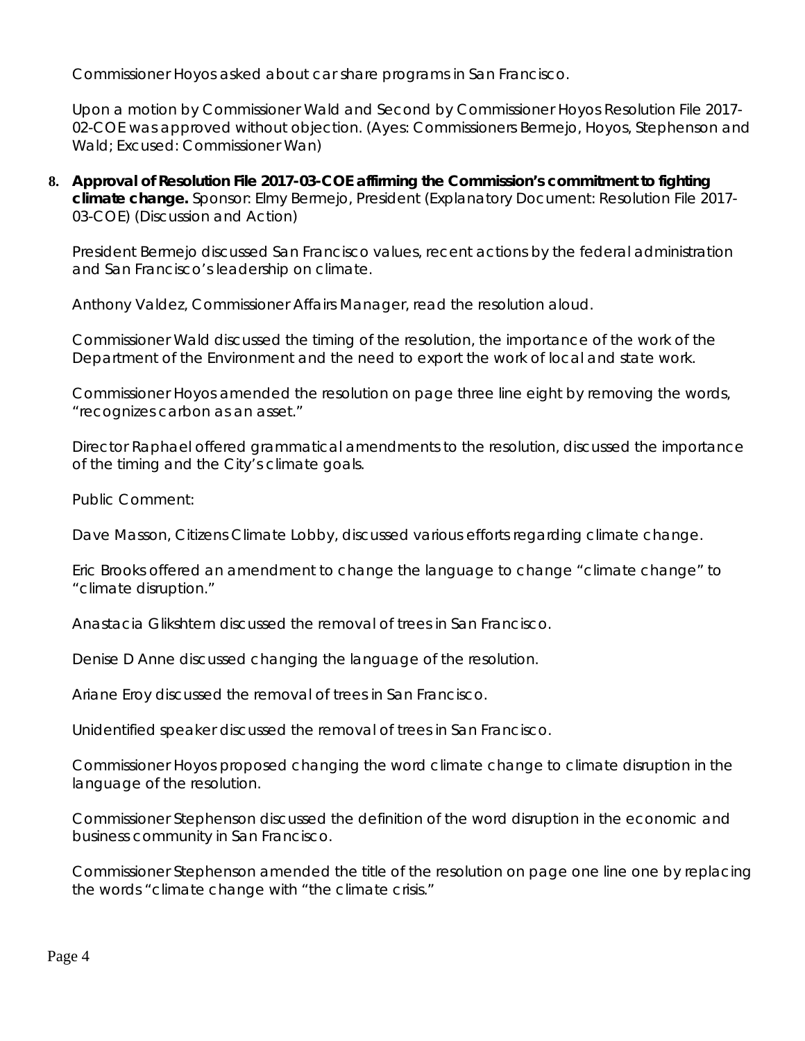Commissioner Hoyos asked about car share programs in San Francisco.

Upon a motion by Commissioner Wald and Second by Commissioner Hoyos Resolution File 2017-02-COE was approved without objection. (Ayes: Commissioners Bermejo, Hoyos, Stephenson and Wald; Excused: Commissioner Wan)

8. **Approval of Resolution File 2017-03-COE affirming the Commission's commitment to fighting climate change.** Sponsor: Elmy Bermejo, President (Explanatory Document: Resolution File 2017-03-COE) (Discussion and Action)

   President Bermejo discussed San Francisco values, recent actions by the federal administration and San Francisco's leadership on climate.

   Anthony Valdez, Commissioner Affairs Manager, read the resolution aloud.

   Commissioner Wald discussed the timing of the resolution, the importance of the work of the Department of the Environment and the need to export the work of local and state work.

   Commissioner Hoyos amended the resolution on page three line eight by removing the words, "recognizes carbon as an asset."

   Director Raphael offered grammatical amendments to the resolution, discussed the importance of the timing and the City's climate goals.

   Public Comment:

   Dave Masson, Citizens Climate Lobby, discussed various efforts regarding climate change.

   Eric Brooks offered an amendment to change the language to change "climate change" to "climate disruption."

   Anastacia Glikshtern discussed the removal of trees in San Francisco.

   Denise D Anne discussed changing the language of the resolution.

   Ariane Eroy discussed the removal of trees in San Francisco.

   Unidentified speaker discussed the removal of trees in San Francisco.

   Commissioner Hoyos proposed changing the word climate change to climate disruption in the language of the resolution.

   Commissioner Stephenson discussed the definition of the word disruption in the economic and business community in San Francisco.

   Commissioner Stephenson amended the title of the resolution on page one line one by replacing the words "climate change with "the climate crisis."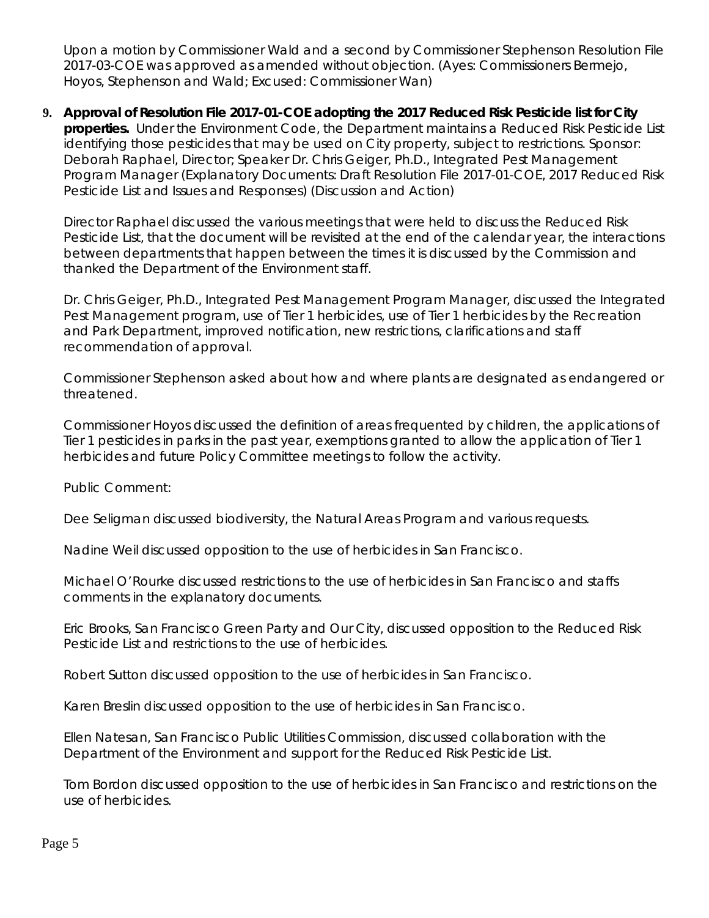Upon a motion by Commissioner Wald and a second by Commissioner Stephenson Resolution File 2017-03-COE was approved as amended without objection. (Ayes: Commissioners Bermejo, Hoyos, Stephenson and Wald; Excused: Commissioner Wan)

9. **Approval of Resolution File 2017-01-COE adopting the 2017 Reduced Risk Pesticide list for City properties.** Under the Environment Code, the Department maintains a Reduced Risk Pesticide List identifying those pesticides that may be used on City property, subject to restrictions. Sponsor: Deborah Raphael, Director; Speaker Dr. Chris Geiger, Ph.D., Integrated Pest Management Program Manager (Explanatory Documents: Draft Resolution File 2017-01-COE, 2017 Reduced Risk Pesticide List and Issues and Responses) (Discussion and Action)

   Director Raphael discussed the various meetings that were held to discuss the Reduced Risk Pesticide List, that the document will be revisited at the end of the calendar year, the interactions between departments that happen between the times it is discussed by the Commission and thanked the Department of the Environment staff.

   Dr. Chris Geiger, Ph.D., Integrated Pest Management Program Manager, discussed the Integrated Pest Management program, use of Tier 1 herbicides, use of Tier 1 herbicides by the Recreation and Park Department, improved notification, new restrictions, clarifications and staff recommendation of approval.

   Commissioner Stephenson asked about how and where plants are designated as endangered or threatened.

   Commissioner Hoyos discussed the definition of areas frequented by children, the applications of Tier 1 pesticides in parks in the past year, exemptions granted to allow the application of Tier 1 herbicides and future Policy Committee meetings to follow the activity.

   Public Comment:

   Dee Seligman discussed biodiversity, the Natural Areas Program and various requests.

   Nadine Weil discussed opposition to the use of herbicides in San Francisco.

   Michael O'Rourke discussed restrictions to the use of herbicides in San Francisco and staffs comments in the explanatory documents.

   Eric Brooks, San Francisco Green Party and Our City, discussed opposition to the Reduced Risk Pesticide List and restrictions to the use of herbicides.

   Robert Sutton discussed opposition to the use of herbicides in San Francisco.

   Karen Breslin discussed opposition to the use of herbicides in San Francisco.

   Ellen Natesan, San Francisco Public Utilities Commission, discussed collaboration with the Department of the Environment and support for the Reduced Risk Pesticide List.

   Tom Bordon discussed opposition to the use of herbicides in San Francisco and restrictions on the use of herbicides.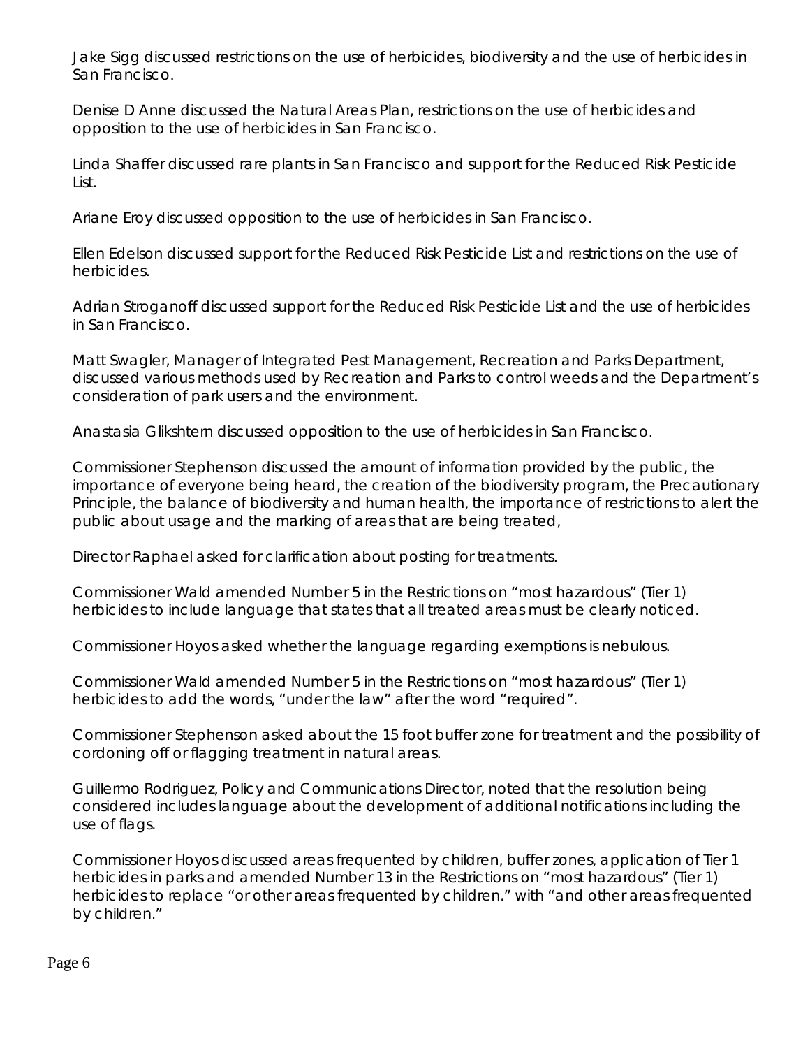Jake Sigg discussed restrictions on the use of herbicides, biodiversity and the use of herbicides in San Francisco.

Denise D Anne discussed the Natural Areas Plan, restrictions on the use of herbicides and opposition to the use of herbicides in San Francisco.

Linda Shaffer discussed rare plants in San Francisco and support for the Reduced Risk Pesticide List.

Ariane Eroy discussed opposition to the use of herbicides in San Francisco.

Ellen Edelson discussed support for the Reduced Risk Pesticide List and restrictions on the use of herbicides.

Adrian Stroganoff discussed support for the Reduced Risk Pesticide List and the use of herbicides in San Francisco.

Matt Swagler, Manager of Integrated Pest Management, Recreation and Parks Department, discussed various methods used by Recreation and Parks to control weeds and the Department's consideration of park users and the environment.

Anastasia Glikshtern discussed opposition to the use of herbicides in San Francisco.

Commissioner Stephenson discussed the amount of information provided by the public, the importance of everyone being heard, the creation of the biodiversity program, the Precautionary Principle, the balance of biodiversity and human health, the importance of restrictions to alert the public about usage and the marking of areas that are being treated,

Director Raphael asked for clarification about posting for treatments.

Commissioner Wald amended Number 5 in the Restrictions on "most hazardous" (Tier 1) herbicides to include language that states that all treated areas must be clearly noticed.

Commissioner Hoyos asked whether the language regarding exemptions is nebulous.

Commissioner Wald amended Number 5 in the Restrictions on "most hazardous" (Tier 1) herbicides to add the words, "under the law" after the word "required".

Commissioner Stephenson asked about the 15 foot buffer zone for treatment and the possibility of cordoning off or flagging treatment in natural areas.

Guillermo Rodriguez, Policy and Communications Director, noted that the resolution being considered includes language about the development of additional notifications including the use of flags.

Commissioner Hoyos discussed areas frequented by children, buffer zones, application of Tier 1 herbicides in parks and amended Number 13 in the Restrictions on "most hazardous" (Tier 1) herbicides to replace "or other areas frequented by children." with "and other areas frequented by children."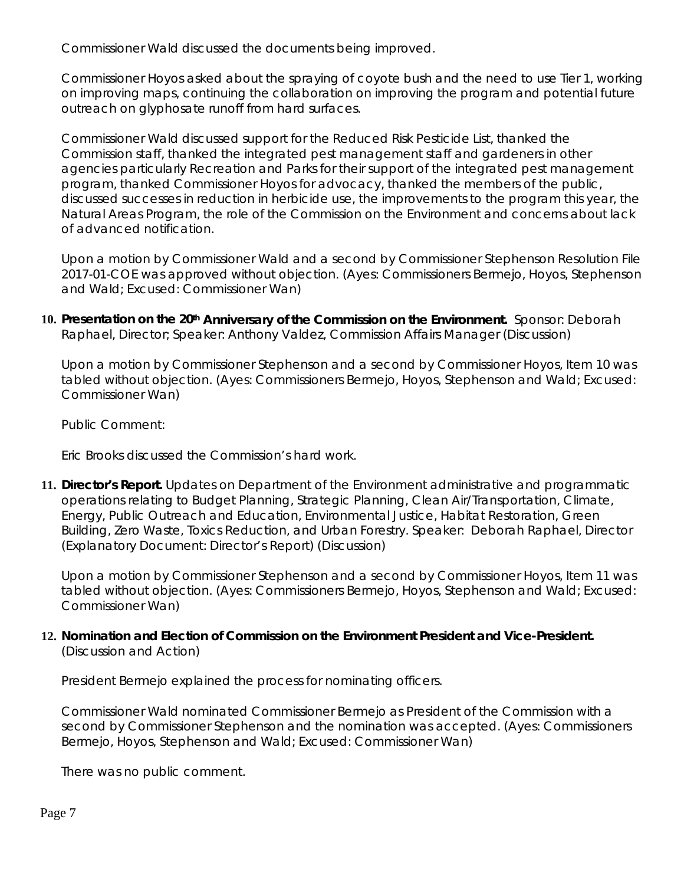Commissioner Wald discussed the documents being improved.

Commissioner Hoyos asked about the spraying of coyote bush and the need to use Tier 1, working on improving maps, continuing the collaboration on improving the program and potential future outreach on glyphosate runoff from hard surfaces.

Commissioner Wald discussed support for the Reduced Risk Pesticide List, thanked the Commission staff, thanked the integrated pest management staff and gardeners in other agencies particularly Recreation and Parks for their support of the integrated pest management program, thanked Commissioner Hoyos for advocacy, thanked the members of the public, discussed successes in reduction in herbicide use, the improvements to the program this year, the Natural Areas Program, the role of the Commission on the Environment and concerns about lack of advanced notification.

Upon a motion by Commissioner Wald and a second by Commissioner Stephenson Resolution File 2017-01-COE was approved without objection. (Ayes: Commissioners Bermejo, Hoyos, Stephenson and Wald; Excused: Commissioner Wan)

10. **Presentation on the 20th Anniversary of the Commission on the Environment.** Sponsor: Deborah Raphael, Director; Speaker: Anthony Valdez, Commission Affairs Manager (Discussion)

    Upon a motion by Commissioner Stephenson and a second by Commissioner Hoyos, Item 10 was tabled without objection. (Ayes: Commissioners Bermejo, Hoyos, Stephenson and Wald; Excused: Commissioner Wan)

    Public Comment:

    Eric Brooks discussed the Commission's hard work.

11. **Director's Report.** Updates on Department of the Environment administrative and programmatic operations relating to Budget Planning, Strategic Planning, Clean Air/Transportation, Climate, Energy, Public Outreach and Education, Environmental Justice, Habitat Restoration, Green Building, Zero Waste, Toxics Reduction, and Urban Forestry. Speaker: Deborah Raphael, Director (Explanatory Document: Director's Report) (Discussion)

    Upon a motion by Commissioner Stephenson and a second by Commissioner Hoyos, Item 11 was tabled without objection. (Ayes: Commissioners Bermejo, Hoyos, Stephenson and Wald; Excused: Commissioner Wan)

12. **Nomination and Election of Commission on the Environment President and Vice-President.** (Discussion and Action)

    President Bermejo explained the process for nominating officers.

    Commissioner Wald nominated Commissioner Bermejo as President of the Commission with a second by Commissioner Stephenson and the nomination was accepted. (Ayes: Commissioners Bermejo, Hoyos, Stephenson and Wald; Excused: Commissioner Wan)

    There was no public comment.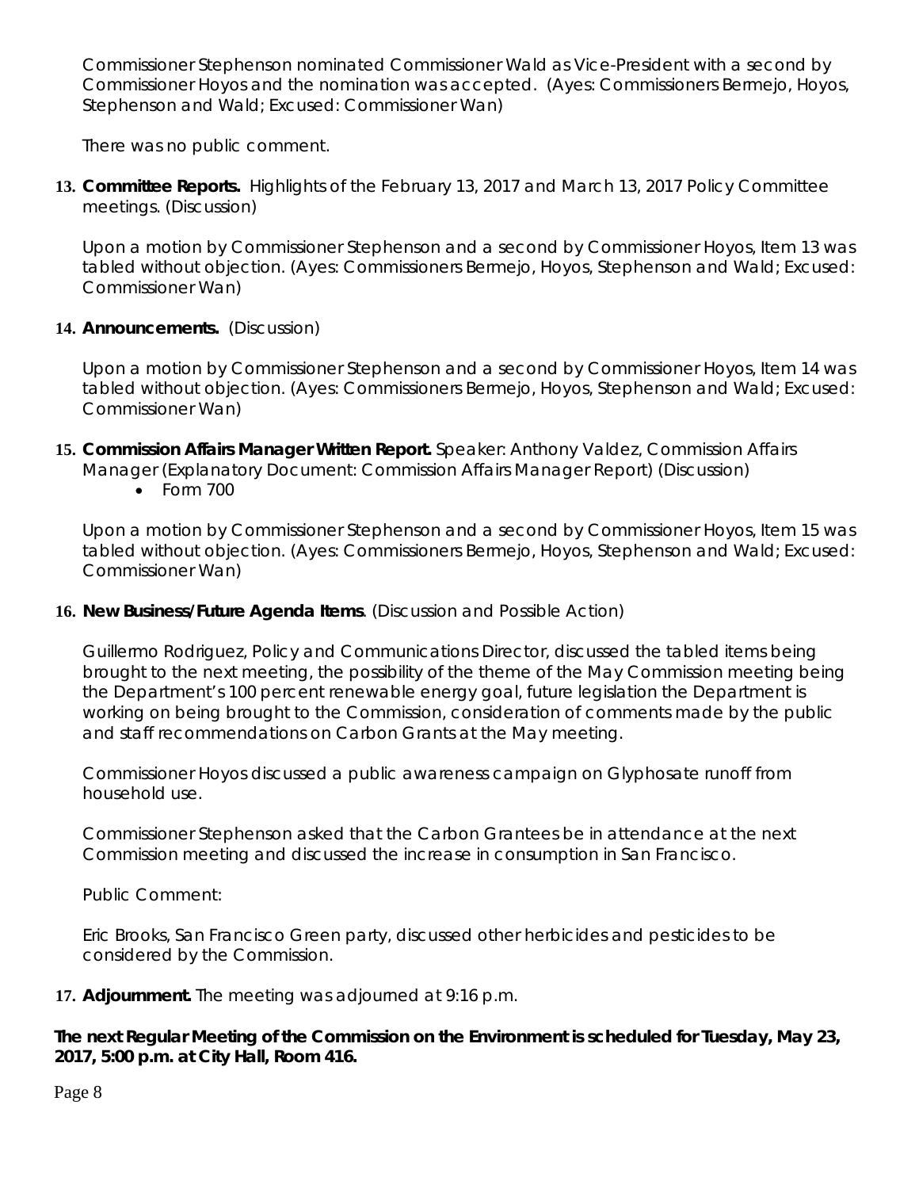Commissioner Stephenson nominated Commissioner Wald as Vice-President with a second by Commissioner Hoyos and the nomination was accepted. (Ayes: Commissioners Bermejo, Hoyos, Stephenson and Wald; Excused: Commissioner Wan)

There was no public comment.

13. **Committee Reports.** Highlights of the February 13, 2017 and March 13, 2017 Policy Committee meetings. (Discussion)

   Upon a motion by Commissioner Stephenson and a second by Commissioner Hoyos, Item 13 was tabled without objection. (Ayes: Commissioners Bermejo, Hoyos, Stephenson and Wald; Excused: Commissioner Wan)

14. **Announcements.** (Discussion)

   Upon a motion by Commissioner Stephenson and a second by Commissioner Hoyos, Item 14 was tabled without objection. (Ayes: Commissioners Bermejo, Hoyos, Stephenson and Wald; Excused: Commissioner Wan)

15. **Commission Affairs Manager Written Report.** Speaker: Anthony Valdez, Commission Affairs Manager (Explanatory Document: Commission Affairs Manager Report) (Discussion)
   - Form 700

   Upon a motion by Commissioner Stephenson and a second by Commissioner Hoyos, Item 15 was tabled without objection. (Ayes: Commissioners Bermejo, Hoyos, Stephenson and Wald; Excused: Commissioner Wan)

16. **New Business/Future Agenda Items**. (Discussion and Possible Action)

   Guillermo Rodriguez, Policy and Communications Director, discussed the tabled items being brought to the next meeting, the possibility of the theme of the May Commission meeting being the Department's 100 percent renewable energy goal, future legislation the Department is working on being brought to the Commission, consideration of comments made by the public and staff recommendations on Carbon Grants at the May meeting.

   Commissioner Hoyos discussed a public awareness campaign on Glyphosate runoff from household use.

   Commissioner Stephenson asked that the Carbon Grantees be in attendance at the next Commission meeting and discussed the increase in consumption in San Francisco.

   Public Comment:

   Eric Brooks, San Francisco Green party, discussed other herbicides and pesticides to be considered by the Commission.

17. **Adjournment.** The meeting was adjourned at 9:16 p.m.

**The next Regular Meeting of the Commission on the Environment is scheduled for Tuesday, May 23, 2017, 5:00 p.m. at City Hall, Room 416.**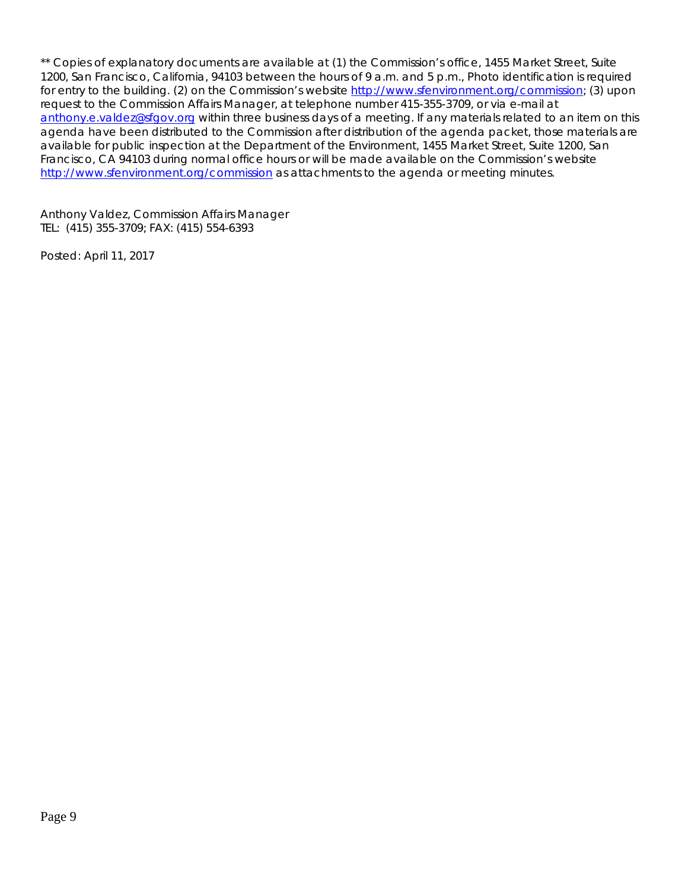** Copies of explanatory documents are available at (1) the Commission's office, 1455 Market Street, Suite 1200, San Francisco, California, 94103 between the hours of 9 a.m. and 5 p.m., Photo identification is required for entry to the building. (2) on the Commission's website http://www.sfenvironment.org/commission; (3) upon request to the Commission Affairs Manager, at telephone number 415-355-3709, or via e-mail at anthony.e.valdez@sfgov.org within three business days of a meeting. If any materials related to an item on this agenda have been distributed to the Commission after distribution of the agenda packet, those materials are available for public inspection at the Department of the Environment, 1455 Market Street, Suite 1200, San Francisco, CA 94103 during normal office hours or will be made available on the Commission's website http://www.sfenvironment.org/commission as attachments to the agenda or meeting minutes.

Anthony Valdez, Commission Affairs Manager
TEL: (415) 355-3709; FAX: (415) 554-6393

Posted: April 11, 2017